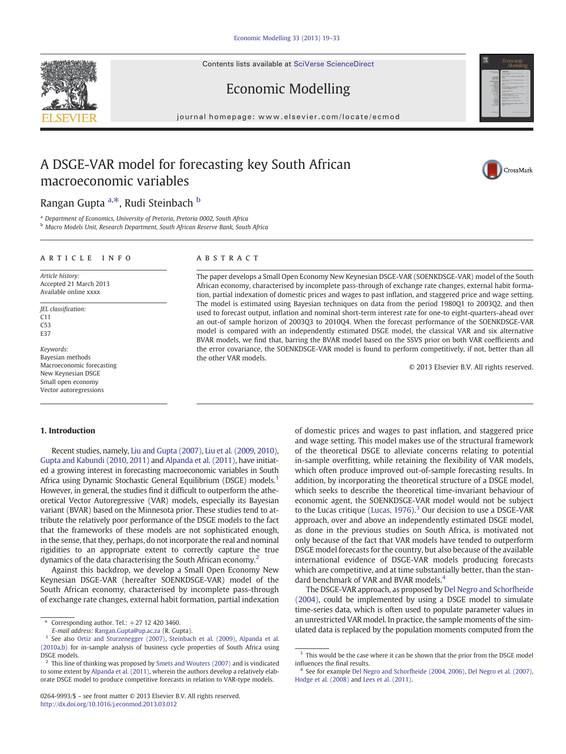# A DSGE-VAR model for forecasting key South African macroeconomic variables

Rangan Gupta [a,*], Rudi Steinbach [b]

[a] Department of Economics, University of Pretoria, Pretoria 0002, South Africa
[b] Macro Models Unit, Research Department, South African Reserve Bank, South Africa

## ARTICLE INFO

*Article history:*
Accepted 21 March 2013
Available online xxxx

*JEL classification:*
C11
C53
E37

*Keywords:*
Bayesian methods
Macroeconomic forecasting
New Keynesian DSGE
Small open economy
Vector autoregressions

## ABSTRACT

The paper develops a Small Open Economy New Keynesian DSGE-VAR (SOENKDSGE-VAR) model of the South African economy, characterised by incomplete pass-through of exchange rate changes, external habit formation, partial indexation of domestic prices and wages to past inflation, and staggered price and wage setting. The model is estimated using Bayesian techniques on data from the period 1980Q1 to 2003Q2, and then used to forecast output, inflation and nominal short-term interest rate for one-to eight-quarters-ahead over an out-of sample horizon of 2003Q3 to 2010Q4. When the forecast performance of the SOENKDSGE-VAR model is compared with an independently estimated DSGE model, the classical VAR and six alternative BVAR models, we find that, barring the BVAR model based on the SSVS prior on both VAR coefficients and the error covariance, the SOENKDSGE-VAR model is found to perform competitively, if not, better than all the other VAR models.

© 2013 Elsevier B.V. All rights reserved.

## 1. Introduction

Recent studies, namely, Liu and Gupta (2007), Liu et al. (2009, 2010), Gupta and Kabundi (2010, 2011) and Alpanda et al. (2011), have initiated a growing interest in forecasting macroeconomic variables in South Africa using Dynamic Stochastic General Equilibrium (DSGE) models.[1] However, in general, the studies find it difficult to outperform the atheoretical Vector Autoregressive (VAR) models, especially its Bayesian variant (BVAR) based on the Minnesota prior. These studies tend to attribute the relatively poor performance of the DSGE models to the fact that the frameworks of these models are not sophisticated enough, in the sense, that they, perhaps, do not incorporate the real and nominal rigidities to an appropriate extent to correctly capture the true dynamics of the data characterising the South African economy.[2]

Against this backdrop, we develop a Small Open Economy New Keynesian DSGE-VAR (hereafter SOENKDSGE-VAR) model of the South African economy, characterised by incomplete pass-through of exchange rate changes, external habit formation, partial indexation of domestic prices and wages to past inflation, and staggered price and wage setting. This model makes use of the structural framework of the theoretical DSGE to alleviate concerns relating to potential in-sample overfitting, while retaining the flexibility of VAR models, which often produce improved out-of-sample forecasting results. In addition, by incorporating the theoretical structure of a DSGE model, which seeks to describe the theoretical time-invariant behaviour of economic agent, the SOENKDSGE-VAR model would not be subject to the Lucas critique (Lucas, 1976).[3] Our decision to use a DSGE-VAR approach, over and above an independently estimated DSGE model, as done in the previous studies on South Africa, is motivated not only because of the fact that VAR models have tended to outperform DSGE model forecasts for the country, but also because of the available international evidence of DSGE-VAR models producing forecasts which are competitive, and at time substantially better, than the standard benchmark of VAR and BVAR models.[4]

The DSGE-VAR approach, as proposed by Del Negro and Schorfheide (2004), could be implemented by using a DSGE model to simulate time-series data, which is often used to populate parameter values in an unrestricted VAR model. In practice, the sample moments of the simulated data is replaced by the population moments computed from the

---

\* Corresponding author. Tel.: +27 12 420 3460.
E-mail address: Rangan.Gupta@up.ac.za (R. Gupta).

[1] See also Ortiz and Sturzenegger (2007), Steinbach et al. (2009), Alpanda et al. (2010a,b) for in-sample analysis of business cycle properties of South Africa using DSGE models.

[2] This line of thinking was proposed by Smets and Wouters (2007) and is vindicated to some extent by Alpanda et al. (2011), wherein the authors develop a relatively elaborate DSGE model to produce competitive forecasts in relation to VAR-type models.

[3] This would be the case where it can be shown that the prior from the DSGE model influences the final results.

[4] See for example Del Negro and Schorfheide (2004, 2006), Del Negro et al. (2007), Hodge et al. (2008) and Lees et al. (2011).

0264-9993/$ – see front matter © 2013 Elsevier B.V. All rights reserved.
http://dx.doi.org/10.1016/j.econmod.2013.03.012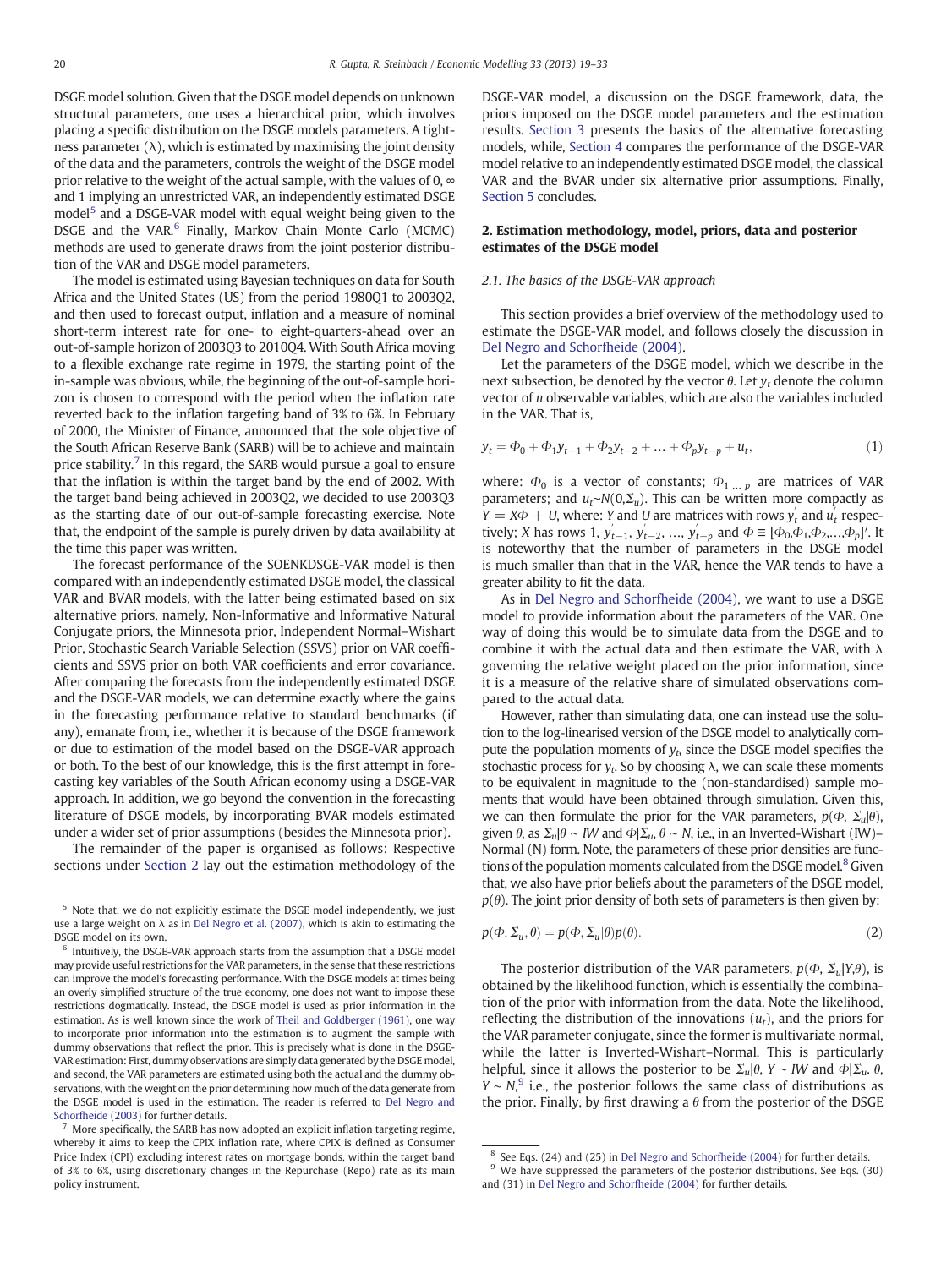DSGE model solution. Given that the DSGE model depends on unknown structural parameters, one uses a hierarchical prior, which involves placing a specific distribution on the DSGE models parameters. A tightness parameter ($\lambda$), which is estimated by maximising the joint density of the data and the parameters, controls the weight of the DSGE model prior relative to the weight of the actual sample, with the values of 0, ∞ and 1 implying an unrestricted VAR, an independently estimated DSGE model[5] and a DSGE-VAR model with equal weight being given to the DSGE and the VAR.[6] Finally, Markov Chain Monte Carlo (MCMC) methods are used to generate draws from the joint posterior distribution of the VAR and DSGE model parameters.

The model is estimated using Bayesian techniques on data for South Africa and the United States (US) from the period 1980Q1 to 2003Q2, and then used to forecast output, inflation and a measure of nominal short-term interest rate for one- to eight-quarters-ahead over an out-of-sample horizon of 2003Q3 to 2010Q4. With South Africa moving to a flexible exchange rate regime in 1979, the starting point of the in-sample was obvious, while, the beginning of the out-of-sample horizon is chosen to correspond with the period when the inflation rate reverted back to the inflation targeting band of 3% to 6%. In February of 2000, the Minister of Finance, announced that the sole objective of the South African Reserve Bank (SARB) will be to achieve and maintain price stability.[7] In this regard, the SARB would pursue a goal to ensure that the inflation is within the target band by the end of 2002. With the target band being achieved in 2003Q2, we decided to use 2003Q3 as the starting date of our out-of-sample forecasting exercise. Note that, the endpoint of the sample is purely driven by data availability at the time this paper was written.

The forecast performance of the SOENKDSGE-VAR model is then compared with an independently estimated DSGE model, the classical VAR and BVAR models, with the latter being estimated based on six alternative priors, namely, Non-Informative and Informative Natural Conjugate priors, the Minnesota prior, Independent Normal–Wishart Prior, Stochastic Search Variable Selection (SSVS) prior on VAR coefficients and SSVS prior on both VAR coefficients and error covariance. After comparing the forecasts from the independently estimated DSGE and the DSGE-VAR models, we can determine exactly where the gains in the forecasting performance relative to standard benchmarks (if any), emanate from, i.e., whether it is because of the DSGE framework or due to estimation of the model based on the DSGE-VAR approach or both. To the best of our knowledge, this is the first attempt in forecasting key variables of the South African economy using a DSGE-VAR approach. In addition, we go beyond the convention in the forecasting literature of DSGE models, by incorporating BVAR models estimated under a wider set of prior assumptions (besides the Minnesota prior).

The remainder of the paper is organised as follows: Respective sections under Section 2 lay out the estimation methodology of the DSGE-VAR model, a discussion on the DSGE framework, data, the priors imposed on the DSGE model parameters and the estimation results. Section 3 presents the basics of the alternative forecasting models, while, Section 4 compares the performance of the DSGE-VAR model relative to an independently estimated DSGE model, the classical VAR and the BVAR under six alternative prior assumptions. Finally, Section 5 concludes.

## 2. Estimation methodology, model, priors, data and posterior estimates of the DSGE model

### 2.1. The basics of the DSGE-VAR approach

This section provides a brief overview of the methodology used to estimate the DSGE-VAR model, and follows closely the discussion in Del Negro and Schorfheide (2004).

Let the parameters of the DSGE model, which we describe in the next subsection, be denoted by the vector $\theta$. Let $y_t$ denote the column vector of $n$ observable variables, which are also the variables included in the VAR. That is,

$$y_t = \Phi_0 + \Phi_1 y_{t-1} + \Phi_2 y_{t-2} + \ldots + \Phi_p y_{t-p} + u_t, \tag{1}$$

where: $\Phi_0$ is a vector of constants; $\Phi_{1\ \ldots\ p}$ are matrices of VAR parameters; and $u_t \sim N(0, \Sigma_u)$. This can be written more compactly as $Y = X\Phi + U$, where: $Y$ and $U$ are matrices with rows $y_t^{'}$ and $u_t$ respectively; $X$ has rows 1, $y_{t-1}^{'}$, $y_{t-2}^{'}$, ..., $y_{t-p}^{'}$ and $\Phi \equiv [\Phi_0, \Phi_1, \Phi_2, \ldots, \Phi_p]'$. It is noteworthy that the number of parameters in the DSGE model is much smaller than that in the VAR, hence the VAR tends to have a greater ability to fit the data.

As in Del Negro and Schorfheide (2004), we want to use a DSGE model to provide information about the parameters of the VAR. One way of doing this would be to simulate data from the DSGE and to combine it with the actual data and then estimate the VAR, with $\lambda$ governing the relative weight placed on the prior information, since it is a measure of the relative share of simulated observations compared to the actual data.

However, rather than simulating data, one can instead use the solution to the log-linearised version of the DSGE model to analytically compute the population moments of $y_t$, since the DSGE model specifies the stochastic process for $y_t$. So by choosing $\lambda$, we can scale these moments to be equivalent in magnitude to the (non-standardised) sample moments that would have been obtained through simulation. Given this, we can then formulate the prior for the VAR parameters, $p(\Phi, \Sigma_u|\theta)$, given $\theta$, as $\Sigma_u|\theta \sim IW$ and $\Phi|\Sigma_u, \theta \sim N$, i.e., in an Inverted-Wishart (IW)–Normal (N) form. Note, the parameters of these prior densities are functions of the population moments calculated from the DSGE model.[8] Given that, we also have prior beliefs about the parameters of the DSGE model, $p(\theta)$. The joint prior density of both sets of parameters is then given by:

$$p(\Phi, \Sigma_u^{'}, \theta) = p(\Phi, \Sigma_u|\theta)p(\theta). \tag{2}$$

The posterior distribution of the VAR parameters, $p(\Phi, \Sigma_u^{'}|Y, \theta)$, is obtained by the likelihood function, which is essentially the combination of the prior with information from the data. Note the likelihood, reflecting the distribution of the innovations ($u_t$), and the priors for the VAR parameter conjugate, since the former is multivariate normal, while the latter is Inverted-Wishart–Normal. This is particularly helpful, since it allows the posterior to be $\Sigma_u|\theta$, $Y \sim IW$ and $\Phi|\Sigma_u$. $\theta$, $Y \sim N$,[9] i.e., the posterior follows the same class of distributions as the prior. Finally, by first drawing a $\theta$ from the posterior of the DSGE

---

[5] Note that, we do not explicitly estimate the DSGE model independently, we just use a large weight on $\lambda$ as in Del Negro et al. (2007), which is akin to estimating the DSGE model on its own.

[6] Intuitively, the DSGE-VAR approach starts from the assumption that a DSGE model may provide useful restrictions for the VAR parameters, in the sense that these restrictions can improve the model's forecasting performance. With the DSGE models at times being an overly simplified structure of the true economy, one does not want to impose these restrictions dogmatically. Instead, the DSGE model is used as prior information in the estimation. As is well known since the work of Theil and Goldberger (1961), one way to incorporate prior information into the estimation is to augment the sample with dummy observations that reflect the prior. This is precisely what is done in the DSGE-VAR estimation: First, dummy observations are simply data generated by the DSGE model, and second, the VAR parameters are estimated using both the actual and the dummy observations, with the weight on the prior determining how much of the data generate from the DSGE model is used in the estimation. The reader is referred to Del Negro and Schorfheide (2003) for further details.

[7] More specifically, the SARB has now adopted an explicit inflation targeting regime, whereby it aims to keep the CPIX inflation rate, where CPIX is defined as Consumer Price Index (CPI) excluding interest rates on mortgage bonds, within the target band of 3% to 6%, using discretionary changes in the Repurchase (Repo) rate as its main policy instrument.

[8] See Eqs. (24) and (25) in Del Negro and Schorfheide (2004) for further details.

[9] We have suppressed the parameters of the posterior distributions. See Eqs. (30) and (31) in Del Negro and Schorfheide (2004) for further details.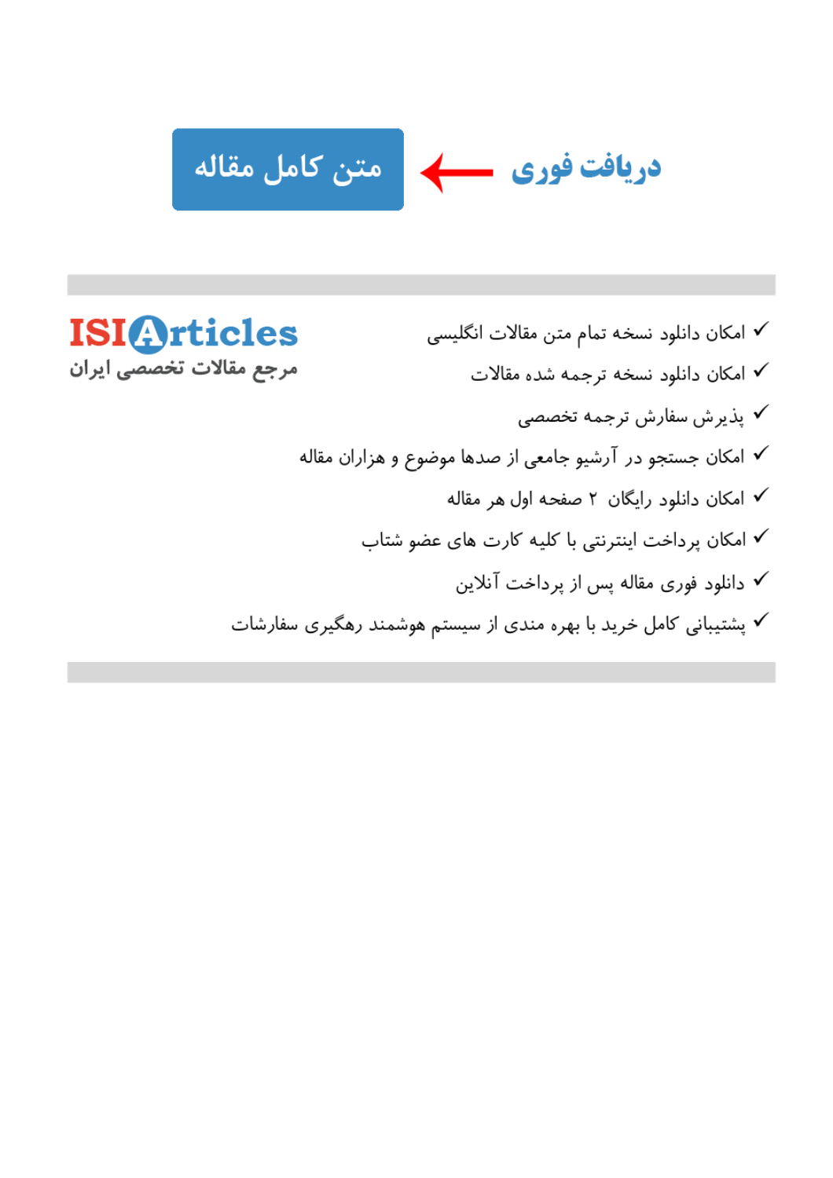دریافت فوری ← متن کامل مقاله

**ISIArticles**
مرجع مقالات تخصصی ایران

- ✓ امکان دانلود نسخه تمام متن مقالات انگلیسی
- ✓ امکان دانلود نسخه ترجمه شده مقالات
- ✓ پذیرش سفارش ترجمه تخصصی
- ✓ امکان جستجو در آرشیو جامعی از صدها موضوع و هزاران مقاله
- ✓ امکان دانلود رایگان ۲ صفحه اول هر مقاله
- ✓ امکان پرداخت اینترنتی با کلیه کارت های عضو شتاب
- ✓ دانلود فوری مقاله پس از پرداخت آنلاین
- ✓ پشتیبانی کامل خرید با بهره مندی از سیستم هوشمند رهگیری سفارشات